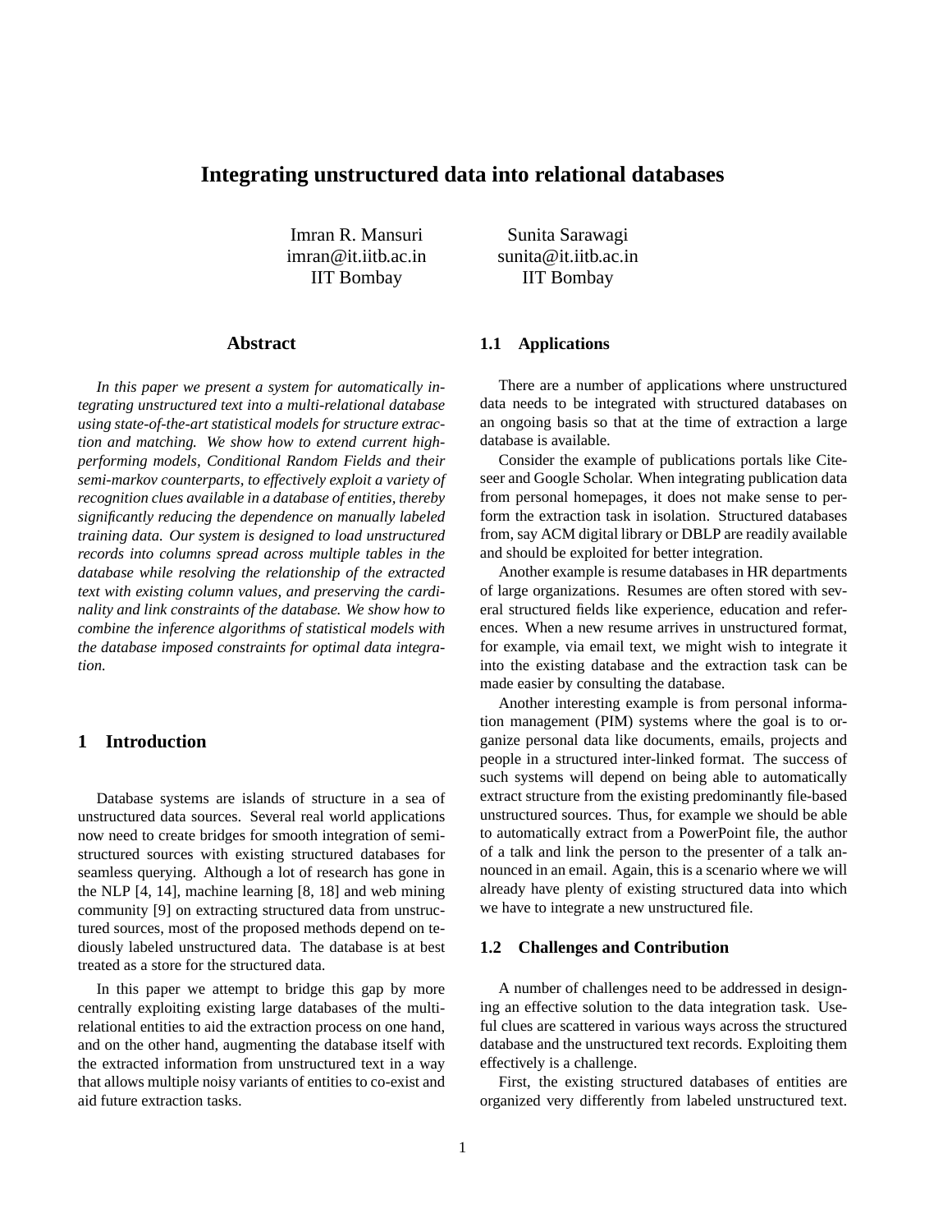# Integrating unstructured data into relational databases

Imran R. Mansuri
imran@it.iitb.ac.in
IIT Bombay

Sunita Sarawagi
sunita@it.iitb.ac.in
IIT Bombay

## Abstract

*In this paper we present a system for automatically integrating unstructured text into a multi-relational database using state-of-the-art statistical models for structure extraction and matching. We show how to extend current high-performing models, Conditional Random Fields and their semi-markov counterparts, to effectively exploit a variety of recognition clues available in a database of entities, thereby significantly reducing the dependence on manually labeled training data. Our system is designed to load unstructured records into columns spread across multiple tables in the database while resolving the relationship of the extracted text with existing column values, and preserving the cardinality and link constraints of the database. We show how to combine the inference algorithms of statistical models with the database imposed constraints for optimal data integration.*

## 1 Introduction

Database systems are islands of structure in a sea of unstructured data sources. Several real world applications now need to create bridges for smooth integration of semi-structured sources with existing structured databases for seamless querying. Although a lot of research has gone in the NLP [4, 14], machine learning [8, 18] and web mining community [9] on extracting structured data from unstructured sources, most of the proposed methods depend on tediously labeled unstructured data. The database is at best treated as a store for the structured data.

In this paper we attempt to bridge this gap by more centrally exploiting existing large databases of the multi-relational entities to aid the extraction process on one hand, and on the other hand, augmenting the database itself with the extracted information from unstructured text in a way that allows multiple noisy variants of entities to co-exist and aid future extraction tasks.

### 1.1 Applications

There are a number of applications where unstructured data needs to be integrated with structured databases on an ongoing basis so that at the time of extraction a large database is available.

Consider the example of publications portals like Citeseer and Google Scholar. When integrating publication data from personal homepages, it does not make sense to perform the extraction task in isolation. Structured databases from, say ACM digital library or DBLP are readily available and should be exploited for better integration.

Another example is resume databases in HR departments of large organizations. Resumes are often stored with several structured fields like experience, education and references. When a new resume arrives in unstructured format, for example, via email text, we might wish to integrate it into the existing database and the extraction task can be made easier by consulting the database.

Another interesting example is from personal information management (PIM) systems where the goal is to organize personal data like documents, emails, projects and people in a structured inter-linked format. The success of such systems will depend on being able to automatically extract structure from the existing predominantly file-based unstructured sources. Thus, for example we should be able to automatically extract from a PowerPoint file, the author of a talk and link the person to the presenter of a talk announced in an email. Again, this is a scenario where we will already have plenty of existing structured data into which we have to integrate a new unstructured file.

### 1.2 Challenges and Contribution

A number of challenges need to be addressed in designing an effective solution to the data integration task. Useful clues are scattered in various ways across the structured database and the unstructured text records. Exploiting them effectively is a challenge.

First, the existing structured databases of entities are organized very differently from labeled unstructured text.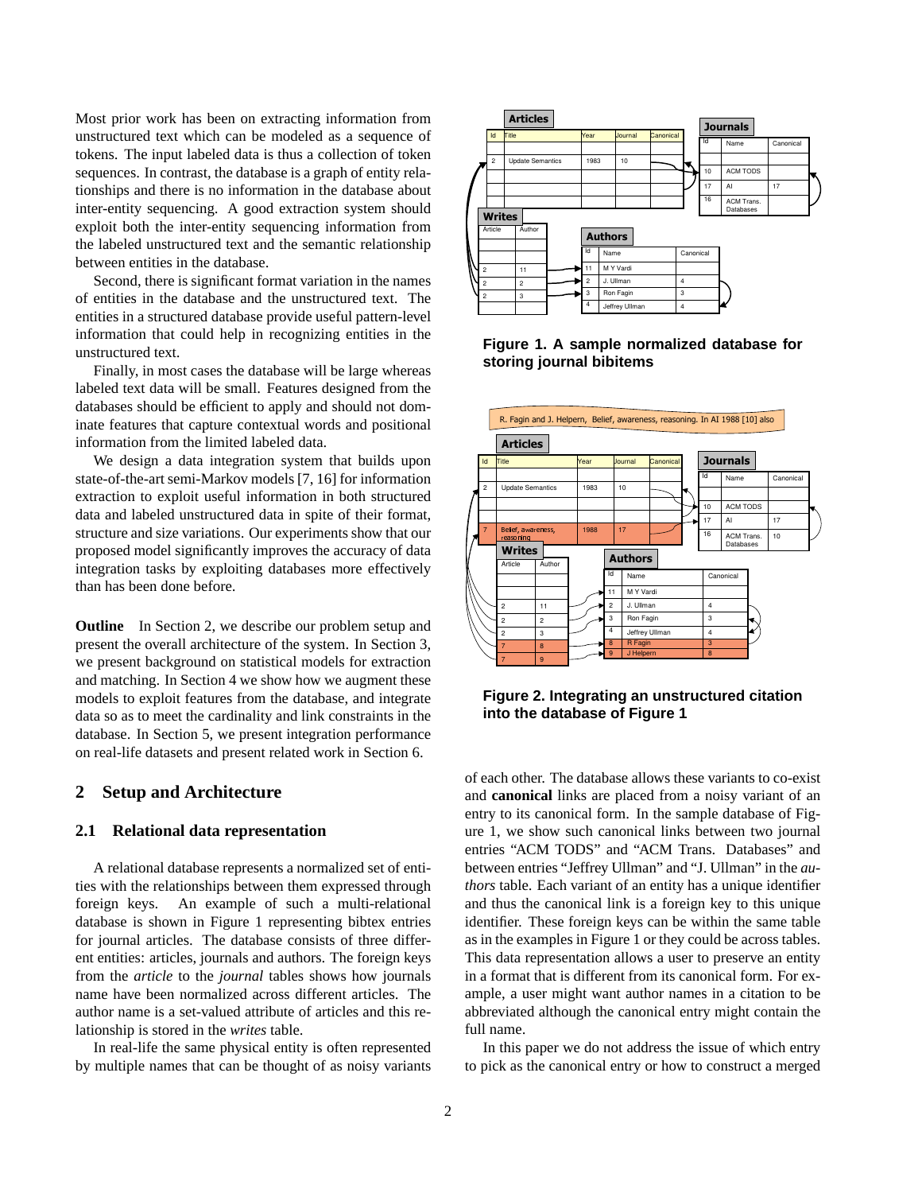Most prior work has been on extracting information from unstructured text which can be modeled as a sequence of tokens. The input labeled data is thus a collection of token sequences. In contrast, the database is a graph of entity relationships and there is no information in the database about inter-entity sequencing. A good extraction system should exploit both the inter-entity sequencing information from the labeled unstructured text and the semantic relationship between entities in the database.

Second, there is significant format variation in the names of entities in the database and the unstructured text. The entities in a structured database provide useful pattern-level information that could help in recognizing entities in the unstructured text.

Finally, in most cases the database will be large whereas labeled text data will be small. Features designed from the databases should be efficient to apply and should not dominate features that capture contextual words and positional information from the limited labeled data.

We design a data integration system that builds upon state-of-the-art semi-Markov models [7, 16] for information extraction to exploit useful information in both structured data and labeled unstructured data in spite of their format, structure and size variations. Our experiments show that our proposed model significantly improves the accuracy of data integration tasks by exploiting databases more effectively than has been done before.

**Outline** In Section 2, we describe our problem setup and present the overall architecture of the system. In Section 3, we present background on statistical models for extraction and matching. In Section 4 we show how we augment these models to exploit features from the database, and integrate data so as to meet the cardinality and link constraints in the database. In Section 5, we present integration performance on real-life datasets and present related work in Section 6.

**Figure 1. A sample normalized database for storing journal bibitems**

**Figure 2. Integrating an unstructured citation into the database of Figure 1**

## 2 Setup and Architecture

### 2.1 Relational data representation

A relational database represents a normalized set of entities with the relationships between them expressed through foreign keys. An example of such a multi-relational database is shown in Figure 1 representing bibtex entries for journal articles. The database consists of three different entities: articles, journals and authors. The foreign keys from the *article* to the *journal* tables shows how journals name have been normalized across different articles. The author name is a set-valued attribute of articles and this relationship is stored in the *writes* table.

In real-life the same physical entity is often represented by multiple names that can be thought of as noisy variants of each other. The database allows these variants to co-exist and **canonical** links are placed from a noisy variant of an entry to its canonical form. In the sample database of Figure 1, we show such canonical links between two journal entries "ACM TODS" and "ACM Trans. Databases" and between entries "Jeffrey Ullman" and "J. Ullman" in the *authors* table. Each variant of an entity has a unique identifier and thus the canonical link is a foreign key to this unique identifier. These foreign keys can be within the same table as in the examples in Figure 1 or they could be across tables. This data representation allows a user to preserve an entity in a format that is different from its canonical form. For example, a user might want author names in a citation to be abbreviated although the canonical entry might contain the full name.

In this paper we do not address the issue of which entry to pick as the canonical entry or how to construct a merged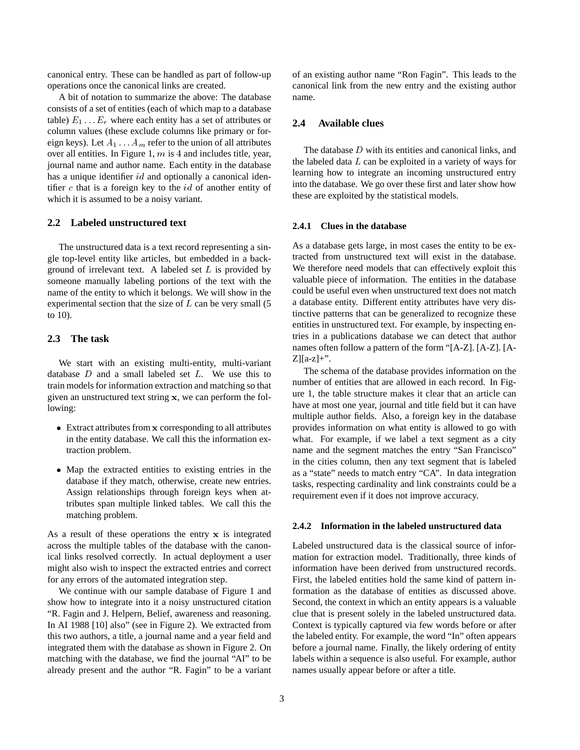canonical entry. These can be handled as part of follow-up operations once the canonical links are created.

A bit of notation to summarize the above: The database consists of a set of entities (each of which map to a database table) $E_1 \dots E_e$ where each entity has a set of attributes or column values (these exclude columns like primary or foreign keys). Let $A_1 \dots A_m$ refer to the union of all attributes over all entities. In Figure 1, $m$ is 4 and includes title, year, journal name and author name. Each entity in the database has a unique identifier $id$ and optionally a canonical identifier $c$ that is a foreign key to the $id$ of another entity of which it is assumed to be a noisy variant.

## 2.2 Labeled unstructured text

The unstructured data is a text record representing a single top-level entity like articles, but embedded in a background of irrelevant text. A labeled set $L$ is provided by someone manually labeling portions of the text with the name of the entity to which it belongs. We will show in the experimental section that the size of $L$ can be very small (5 to 10).

## 2.3 The task

We start with an existing multi-entity, multi-variant database $D$ and a small labeled set $L$. We use this to train models for information extraction and matching so that given an unstructured text string $\mathbf{x}$, we can perform the following:

- Extract attributes from $\mathbf{x}$ corresponding to all attributes in the entity database. We call this the information extraction problem.
- Map the extracted entities to existing entries in the database if they match, otherwise, create new entries. Assign relationships through foreign keys when attributes span multiple linked tables. We call this the matching problem.

As a result of these operations the entry $\mathbf{x}$ is integrated across the multiple tables of the database with the canonical links resolved correctly. In actual deployment a user might also wish to inspect the extracted entries and correct for any errors of the automated integration step.

We continue with our sample database of Figure 1 and show how to integrate into it a noisy unstructured citation "R. Fagin and J. Helpern, Belief, awareness and reasoning. In AI 1988 [10] also" (see in Figure 2). We extracted from this two authors, a title, a journal name and a year field and integrated them with the database as shown in Figure 2. On matching with the database, we find the journal "AI" to be already present and the author "R. Fagin" to be a variant of an existing author name "Ron Fagin". This leads to the canonical link from the new entry and the existing author name.

## 2.4 Available clues

The database $D$ with its entities and canonical links, and the labeled data $L$ can be exploited in a variety of ways for learning how to integrate an incoming unstructured entry into the database. We go over these first and later show how these are exploited by the statistical models.

### 2.4.1 Clues in the database

As a database gets large, in most cases the entity to be extracted from unstructured text will exist in the database. We therefore need models that can effectively exploit this valuable piece of information. The entities in the database could be useful even when unstructured text does not match a database entity. Different entity attributes have very distinctive patterns that can be generalized to recognize these entities in unstructured text. For example, by inspecting entries in a publications database we can detect that author names often follow a pattern of the form "[A-Z]. [A-Z]. [A-Z][a-z]+".

The schema of the database provides information on the number of entities that are allowed in each record. In Figure 1, the table structure makes it clear that an article can have at most one year, journal and title field but it can have multiple author fields. Also, a foreign key in the database provides information on what entity is allowed to go with what. For example, if we label a text segment as a city name and the segment matches the entry "San Francisco" in the cities column, then any text segment that is labeled as a "state" needs to match entry "CA". In data integration tasks, respecting cardinality and link constraints could be a requirement even if it does not improve accuracy.

### 2.4.2 Information in the labeled unstructured data

Labeled unstructured data is the classical source of information for extraction model. Traditionally, three kinds of information have been derived from unstructured records. First, the labeled entities hold the same kind of pattern information as the database of entities as discussed above. Second, the context in which an entity appears is a valuable clue that is present solely in the labeled unstructured data. Context is typically captured via few words before or after the labeled entity. For example, the word "In" often appears before a journal name. Finally, the likely ordering of entity labels within a sequence is also useful. For example, author names usually appear before or after a title.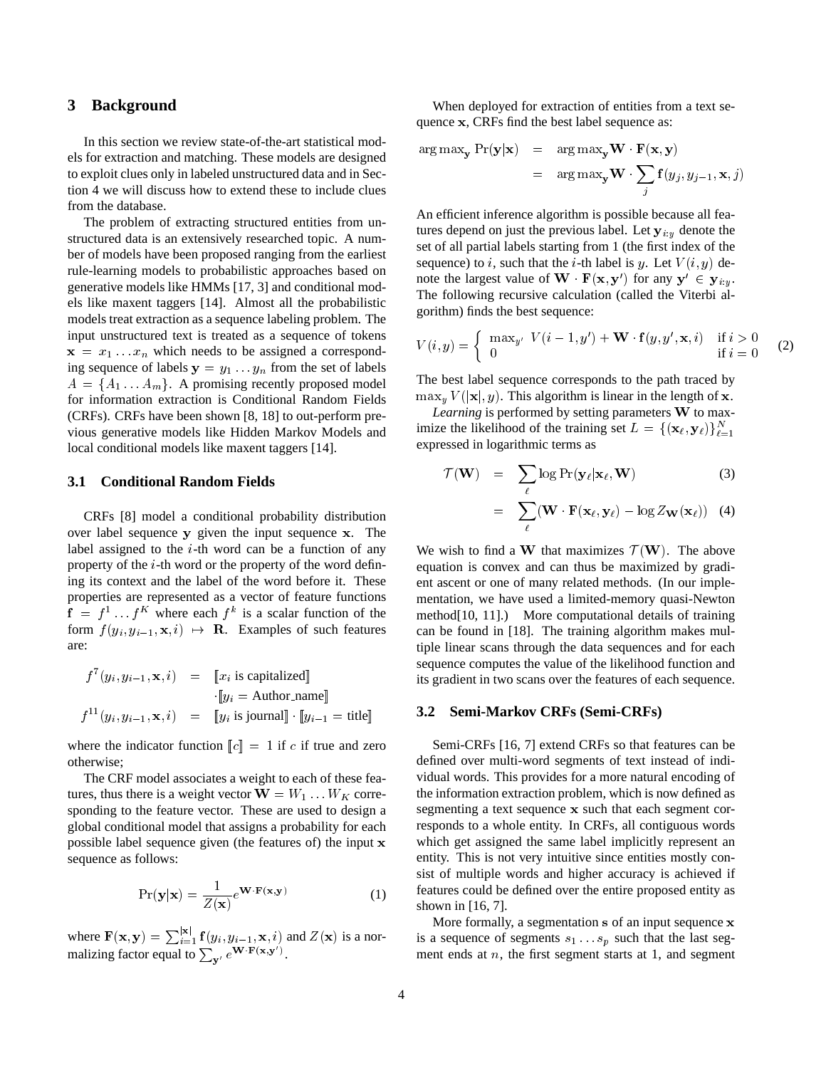## 3 Background

In this section we review state-of-the-art statistical models for extraction and matching. These models are designed to exploit clues only in labeled unstructured data and in Section 4 we will discuss how to extend these to include clues from the database.

The problem of extracting structured entities from unstructured data is an extensively researched topic. A number of models have been proposed ranging from the earliest rule-learning models to probabilistic approaches based on generative models like HMMs [17, 3] and conditional models like maxent taggers [14]. Almost all the probabilistic models treat extraction as a sequence labeling problem. The input unstructured text is treated as a sequence of tokens $\mathbf{x} = x_1 \ldots x_n$ which needs to be assigned a corresponding sequence of labels $\mathbf{y} = y_1 \ldots y_n$ from the set of labels $A = \{A_1 \ldots A_m\}$. A promising recently proposed model for information extraction is Conditional Random Fields (CRFs). CRFs have been shown [8, 18] to out-perform previous generative models like Hidden Markov Models and local conditional models like maxent taggers [14].

### 3.1 Conditional Random Fields

CRFs [8] model a conditional probability distribution over label sequence $\mathbf{y}$ given the input sequence $\mathbf{x}$. The label assigned to the $i$-th word can be a function of any property of the $i$-th word or the property of the word defining its context and the label of the word before it. These properties are represented as a vector of feature functions $\mathbf{f} = f^1 \ldots f^K$ where each $f^k$ is a scalar function of the form $f(y_i, y_{i-1}, \mathbf{x}, i) \mapsto \mathbf{R}$. Examples of such features are:

$$
\begin{aligned}
f^7(y_i, y_{i-1}, \mathbf{x}, i) &= [\![x_i \text{ is capitalized}]\!] \\
&\quad \cdot [\![y_i = \text{Author\_name}]\!] \\
f^{11}(y_i, y_{i-1}, \mathbf{x}, i) &= [\![y_i \text{ is journal}]\!] \cdot [\![y_{i-1} = \text{title}]\!]
\end{aligned}
$$

where the indicator function $[\![c]\!] = 1$ if $c$ if true and zero otherwise;

The CRF model associates a weight to each of these features, thus there is a weight vector $\mathbf{W} = W_1 \ldots W_K$ corresponding to the feature vector. These are used to design a global conditional model that assigns a probability for each possible label sequence given (the features of) the input $\mathbf{x}$ sequence as follows:

$$
\Pr(\mathbf{y}|\mathbf{x}) = \frac{1}{Z(\mathbf{x})} e^{\mathbf{W} \cdot \mathbf{F}(\mathbf{x}, \mathbf{y})} \tag{1}
$$

where $\mathbf{F}(\mathbf{x}, \mathbf{y}) = \sum_{i=1}^{|\mathbf{x}|} \mathbf{f}(y_i, y_{i-1}, \mathbf{x}, i)$ and $Z(\mathbf{x})$ is a normalizing factor equal to $\sum_{\mathbf{y}'} e^{\mathbf{W} \cdot \mathbf{F}(\mathbf{x}, \mathbf{y}')}$.

When deployed for extraction of entities from a text sequence $\mathbf{x}$, CRFs find the best label sequence as:

$$
\begin{aligned}
\arg\max_{\mathbf{y}} \Pr(\mathbf{y}|\mathbf{x}) &= \arg\max_{\mathbf{y}} \mathbf{W} \cdot \mathbf{F}(\mathbf{x}, \mathbf{y}) \\
&= \arg\max_{\mathbf{y}} \mathbf{W} \cdot \sum_j \mathbf{f}(y_j, y_{j-1}, \mathbf{x}, j)
\end{aligned}
$$

An efficient inference algorithm is possible because all features depend on just the previous label. Let $\mathbf{y}_{i:y}$ denote the set of all partial labels starting from 1 (the first index of the sequence) to $i$, such that the $i$-th label is $y$. Let $V(i, y)$ denote the largest value of $\mathbf{W} \cdot \mathbf{F}(\mathbf{x}, \mathbf{y}')$ for any $\mathbf{y}' \in \mathbf{y}_{i:y}$. The following recursive calculation (called the Viterbi algorithm) finds the best sequence:

$$
V(i, y) = \begin{cases} \max_{y'} \; V(i-1, y') + \mathbf{W} \cdot \mathbf{f}(y, y', \mathbf{x}, i) & \text{if } i > 0 \\ 0 & \text{if } i = 0 \end{cases} \tag{2}
$$

The best label sequence corresponds to the path traced by $\max_y V(|\mathbf{x}|, y)$. This algorithm is linear in the length of $\mathbf{x}$.

*Learning* is performed by setting parameters $\mathbf{W}$ to maximize the likelihood of the training set $L = \{(\mathbf{x}_\ell, \mathbf{y}_\ell)\}_{\ell=1}^N$ expressed in logarithmic terms as

$$
\begin{aligned}
\mathcal{T}(\mathbf{W}) &= \sum_\ell \log \Pr(\mathbf{y}_\ell | \mathbf{x}_\ell, \mathbf{W}) && (3) \\
&= \sum_\ell (\mathbf{W} \cdot \mathbf{F}(\mathbf{x}_\ell, \mathbf{y}_\ell) - \log Z_{\mathbf{W}}(\mathbf{x}_\ell)) && (4)
\end{aligned}
$$

We wish to find a $\mathbf{W}$ that maximizes $\mathcal{T}(\mathbf{W})$. The above equation is convex and can thus be maximized by gradient ascent or one of many related methods. (In our implementation, we have used a limited-memory quasi-Newton method[10, 11].) More computational details of training can be found in [18]. The training algorithm makes multiple linear scans through the data sequences and for each sequence computes the value of the likelihood function and its gradient in two scans over the features of each sequence.

### 3.2 Semi-Markov CRFs (Semi-CRFs)

Semi-CRFs [16, 7] extend CRFs so that features can be defined over multi-word segments of text instead of individual words. This provides for a more natural encoding of the information extraction problem, which is now defined as segmenting a text sequence $\mathbf{x}$ such that each segment corresponds to a whole entity. In CRFs, all contiguous words which get assigned the same label implicitly represent an entity. This is not very intuitive since entities mostly consist of multiple words and higher accuracy is achieved if features could be defined over the entire proposed entity as shown in [16, 7].

More formally, a segmentation $\mathbf{s}$ of an input sequence $\mathbf{x}$ is a sequence of segments $s_1 \ldots s_p$ such that the last segment ends at $n$, the first segment starts at 1, and segment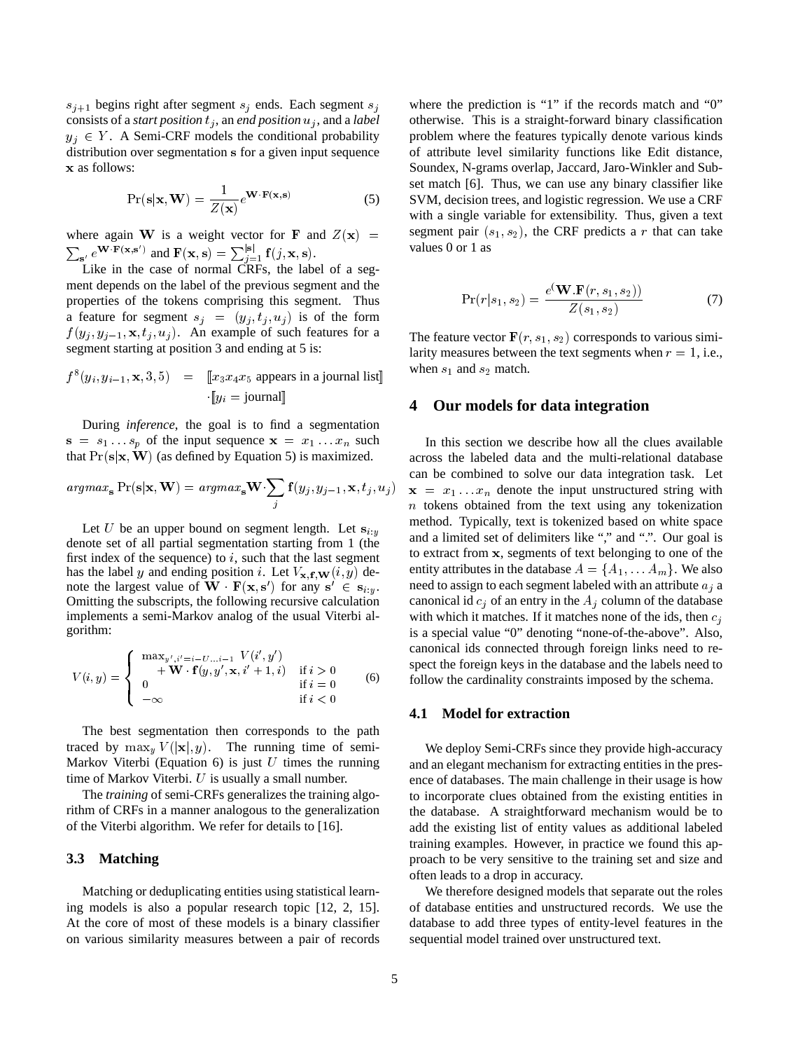$s_{j+1}$ begins right after segment $s_j$ ends. Each segment $s_j$ consists of a *start position* $t_j$, an *end position* $u_j$, and a *label* $y_j \in Y$. A Semi-CRF models the conditional probability distribution over segmentation $\mathbf{s}$ for a given input sequence $\mathbf{x}$ as follows:

$$\Pr(\mathbf{s}|\mathbf{x}, \mathbf{W}) = \frac{1}{Z(\mathbf{x})} e^{\mathbf{W} \cdot \mathbf{F}(\mathbf{x}, \mathbf{s})} \tag{5}$$

where again $\mathbf{W}$ is a weight vector for $\mathbf{F}$ and $Z(\mathbf{x}) = \sum_{\mathbf{s}'} e^{\mathbf{W} \cdot \mathbf{F}(\mathbf{x}, \mathbf{s}')}$ and $\mathbf{F}(\mathbf{x}, \mathbf{s}) = \sum_{j=1}^{|\mathbf{s}|} \mathbf{f}(j, \mathbf{x}, \mathbf{s})$.

Like in the case of normal CRFs, the label of a segment depends on the label of the previous segment and the properties of the tokens comprising this segment. Thus a feature for segment $s_j = (y_j, t_j, u_j)$ is of the form $f(y_j, y_{j-1}, \mathbf{x}, t_j, u_j)$. An example of such features for a segment starting at position 3 and ending at 5 is:

$$\begin{aligned} f^8(y_i, y_{i-1}, \mathbf{x}, 3, 5) &= [\![x_3 x_4 x_5 \text{ appears in a journal list}]\!] \\ &\cdot [\![y_i = \text{journal}]\!] \end{aligned}$$

During *inference*, the goal is to find a segmentation $\mathbf{s} = s_1 \dots s_p$ of the input sequence $\mathbf{x} = x_1 \dots x_n$ such that $\Pr(\mathbf{s}|\mathbf{x}, \mathbf{W})$ (as defined by Equation 5) is maximized.

$$argmax_{\mathbf{s}} \Pr(\mathbf{s}|\mathbf{x}, \mathbf{W}) = argmax_{\mathbf{s}} \mathbf{W} \cdot \sum_j \mathbf{f}(y_j, y_{j-1}, \mathbf{x}, t_j, u_j)$$

Let $U$ be an upper bound on segment length. Let $\mathbf{s}_{i:y}$ denote set of all partial segmentation starting from 1 (the first index of the sequence) to $i$, such that the last segment has the label $y$ and ending position $i$. Let $V_{\mathbf{x}, \mathbf{f}, \mathbf{W}}(i, y)$ denote the largest value of $\mathbf{W} \cdot \mathbf{F}(\mathbf{x}, \mathbf{s}')$ for any $\mathbf{s}' \in \mathbf{s}_{i:y}$. Omitting the subscripts, the following recursive calculation implements a semi-Markov analog of the usual Viterbi algorithm:

$$V(i, y) = \begin{cases} \max_{y', i'=i-U \dots i-1} V(i', y') \\ \quad + \mathbf{W} \cdot \mathbf{f}(y, y', \mathbf{x}, i'+1, i) & \text{if } i > 0 \\ 0 & \text{if } i = 0 \\ -\infty & \text{if } i < 0 \end{cases} \tag{6}$$

The best segmentation then corresponds to the path traced by $\max_y V(|\mathbf{x}|, y)$. The running time of semi-Markov Viterbi (Equation 6) is just $U$ times the running time of Markov Viterbi. $U$ is usually a small number.

The *training* of semi-CRFs generalizes the training algorithm of CRFs in a manner analogous to the generalization of the Viterbi algorithm. We refer for details to [16].

### 3.3 Matching

Matching or deduplicating entities using statistical learning models is also a popular research topic [12, 2, 15]. At the core of most of these models is a binary classifier on various similarity measures between a pair of records where the prediction is "1" if the records match and "0" otherwise. This is a straight-forward binary classification problem where the features typically denote various kinds of attribute level similarity functions like Edit distance, Soundex, N-grams overlap, Jaccard, Jaro-Winkler and Subset match [6]. Thus, we can use any binary classifier like SVM, decision trees, and logistic regression. We use a CRF with a single variable for extensibility. Thus, given a text segment pair $(s_1, s_2)$, the CRF predicts a $r$ that can take values 0 or 1 as

$$\Pr(r|s_1, s_2) = \frac{e^{(\mathbf{W} . \mathbf{F}(r, s_1, s_2))}}{Z(s_1, s_2)} \tag{7}$$

The feature vector $\mathbf{F}(r, s_1, s_2)$ corresponds to various similarity measures between the text segments when $r = 1$, i.e., when $s_1$ and $s_2$ match.

## 4 Our models for data integration

In this section we describe how all the clues available across the labeled data and the multi-relational database can be combined to solve our data integration task. Let $\mathbf{x} = x_1 \dots x_n$ denote the input unstructured string with $n$ tokens obtained from the text using any tokenization method. Typically, text is tokenized based on white space and a limited set of delimiters like "," and ".". Our goal is to extract from $\mathbf{x}$, segments of text belonging to one of the entity attributes in the database $A = \{A_1, \dots A_m\}$. We also need to assign to each segment labeled with an attribute $a_j$ a canonical id $c_j$ of an entry in the $A_j$ column of the database with which it matches. If it matches none of the ids, then $c_j$ is a special value "0" denoting "none-of-the-above". Also, canonical ids connected through foreign links need to respect the foreign keys in the database and the labels need to follow the cardinality constraints imposed by the schema.

### 4.1 Model for extraction

We deploy Semi-CRFs since they provide high-accuracy and an elegant mechanism for extracting entities in the presence of databases. The main challenge in their usage is how to incorporate clues obtained from the existing entities in the database. A straightforward mechanism would be to add the existing list of entity values as additional labeled training examples. However, in practice we found this approach to be very sensitive to the training set and size and often leads to a drop in accuracy.

We therefore designed models that separate out the roles of database entities and unstructured records. We use the database to add three types of entity-level features in the sequential model trained over unstructured text.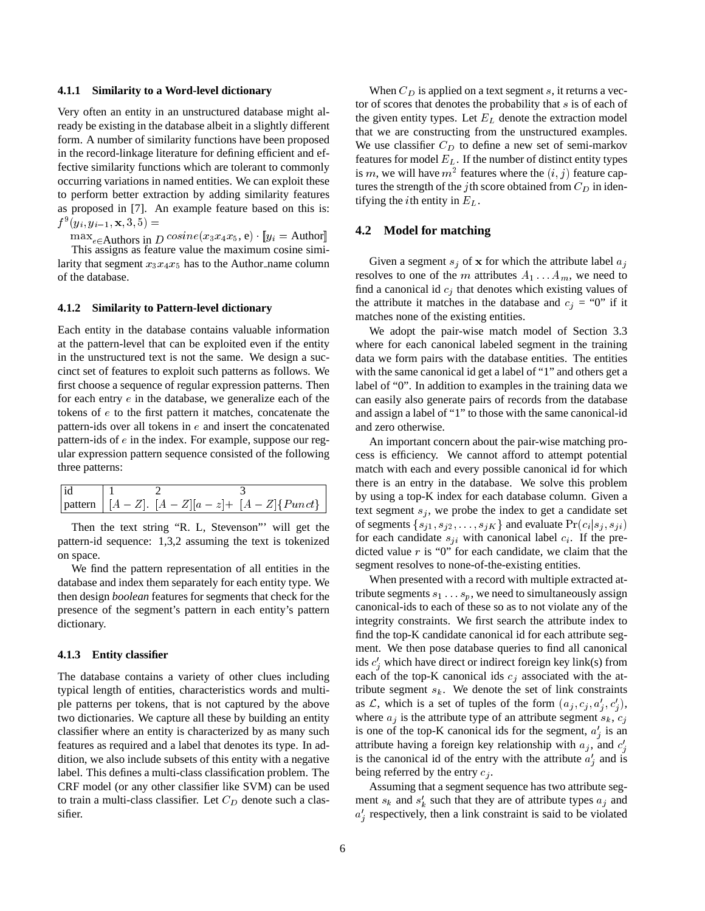#### 4.1.1 Similarity to a Word-level dictionary

Very often an entity in an unstructured database might already be existing in the database albeit in a slightly different form. A number of similarity functions have been proposed in the record-linkage literature for defining efficient and effective similarity functions which are tolerant to commonly occurring variations in named entities. We can exploit these to perform better extraction by adding similarity features as proposed in [7]. An example feature based on this is: $f^9(y_i, y_{i-1}, \mathbf{x}, 3, 5) =$

$\max_{e \in \text{Authors in } D} cosine(x_3x_4x_5, \text{e}) \cdot [\![y_i = \text{Author}]\!]$

This assigns as feature value the maximum cosine similarity that segment $x_3x_4x_5$ has to the Author_name column of the database.

#### 4.1.2 Similarity to Pattern-level dictionary

Each entity in the database contains valuable information at the pattern-level that can be exploited even if the entity in the unstructured text is not the same. We design a succinct set of features to exploit such patterns as follows. We first choose a sequence of regular expression patterns. Then for each entry $e$ in the database, we generalize each of the tokens of $e$ to the first pattern it matches, concatenate the pattern-ids over all tokens in $e$ and insert the concatenated pattern-ids of $e$ in the index. For example, suppose our regular expression pattern sequence consisted of the following three patterns:

| id | 1 | 2 | 3 |
|---|---|---|---|
| pattern | $[A-Z].$ | $[A-Z][a-z]+$ | $[A-Z]\{Punct\}$ |

Then the text string "R. L, Stevenson"' will get the pattern-id sequence: 1,3,2 assuming the text is tokenized on space.

We find the pattern representation of all entities in the database and index them separately for each entity type. We then design *boolean* features for segments that check for the presence of the segment's pattern in each entity's pattern dictionary.

#### 4.1.3 Entity classifier

The database contains a variety of other clues including typical length of entities, characteristics words and multiple patterns per tokens, that is not captured by the above two dictionaries. We capture all these by building an entity classifier where an entity is characterized by as many such features as required and a label that denotes its type. In addition, we also include subsets of this entity with a negative label. This defines a multi-class classification problem. The CRF model (or any other classifier like SVM) can be used to train a multi-class classifier. Let $C_D$ denote such a classifier.

When $C_D$ is applied on a text segment $s$, it returns a vector of scores that denotes the probability that $s$ is of each of the given entity types. Let $E_L$ denote the extraction model that we are constructing from the unstructured examples. We use classifier $C_D$ to define a new set of semi-markov features for model $E_L$. If the number of distinct entity types is $m$, we will have $m^2$ features where the $(i, j)$ feature captures the strength of the $j$th score obtained from $C_D$ in identifying the $i$th entity in $E_L$.

### 4.2 Model for matching

Given a segment $s_j$ of $\mathbf{x}$ for which the attribute label $a_j$ resolves to one of the $m$ attributes $A_1 \ldots A_m$, we need to find a canonical id $c_j$ that denotes which existing values of the attribute it matches in the database and $c_j$ = "0" if it matches none of the existing entities.

We adopt the pair-wise match model of Section 3.3 where for each canonical labeled segment in the training data we form pairs with the database entities. The entities with the same canonical id get a label of "1" and others get a label of "0". In addition to examples in the training data we can easily also generate pairs of records from the database and assign a label of "1" to those with the same canonical-id and zero otherwise.

An important concern about the pair-wise matching process is efficiency. We cannot afford to attempt potential match with each and every possible canonical id for which there is an entry in the database. We solve this problem by using a top-K index for each database column. Given a text segment $s_j$, we probe the index to get a candidate set of segments $\{s_{j1}, s_{j2}, \ldots, s_{jK}\}$ and evaluate $\Pr(c_i | s_j, s_{ji})$ for each candidate $s_{ji}$ with canonical label $c_i$. If the predicted value $r$ is "0" for each candidate, we claim that the segment resolves to none-of-the-existing entities.

When presented with a record with multiple extracted attribute segments $s_1 \ldots s_p$, we need to simultaneously assign canonical-ids to each of these so as to not violate any of the integrity constraints. We first search the attribute index to find the top-K candidate canonical id for each attribute segment. We then pose database queries to find all canonical ids $c'_j$ which have direct or indirect foreign key link(s) from each of the top-K canonical ids $c_j$ associated with the attribute segment $s_k$. We denote the set of link constraints as $\mathcal{L}$, which is a set of tuples of the form $(a_j, c_j, a'_j, c'_j)$, where $a_j$ is the attribute type of an attribute segment $s_k$, $c_j$ is one of the top-K canonical ids for the segment, $a'_j$ is an attribute having a foreign key relationship with $a_j$, and $c'_j$ is the canonical id of the entry with the attribute $a'_j$ and is being referred by the entry $c_j$.

Assuming that a segment sequence has two attribute segment $s_k$ and $s'_k$ such that they are of attribute types $a_j$ and $a'_j$ respectively, then a link constraint is said to be violated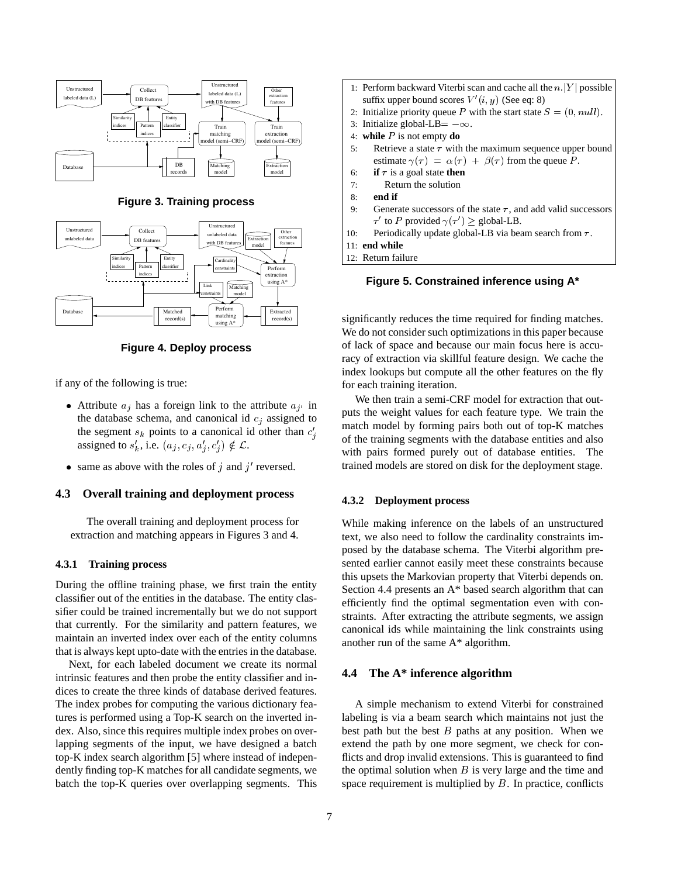Figure 3. Training process

Figure 4. Deploy process

if any of the following is true:

- Attribute $a_j$ has a foreign link to the attribute $a_{j'}$ in the database schema, and canonical id $c_j$ assigned to the segment $s_k$ points to a canonical id other than $c'_j$ assigned to $s'_k$, i.e. $(a_j, c_j, a'_j, c'_j) \notin \mathcal{L}$.
- same as above with the roles of $j$ and $j'$ reversed.

## 4.3 Overall training and deployment process

The overall training and deployment process for extraction and matching appears in Figures 3 and 4.

### 4.3.1 Training process

During the offline training phase, we first train the entity classifier out of the entities in the database. The entity classifier could be trained incrementally but we do not support that currently. For the similarity and pattern features, we maintain an inverted index over each of the entity columns that is always kept upto-date with the entries in the database.

Next, for each labeled document we create its normal intrinsic features and then probe the entity classifier and indices to create the three kinds of database derived features. The index probes for computing the various dictionary features is performed using a Top-K search on the inverted index. Also, since this requires multiple index probes on overlapping segments of the input, we have designed a batch top-K index search algorithm [5] where instead of independently finding top-K matches for all candidate segments, we batch the top-K queries over overlapping segments. This significantly reduces the time required for finding matches. We do not consider such optimizations in this paper because of lack of space and because our main focus here is accuracy of extraction via skillful feature design. We cache the index lookups but compute all the other features on the fly for each training iteration.

We then train a semi-CRF model for extraction that outputs the weight values for each feature type. We train the match model by forming pairs both out of top-K matches of the training segments with the database entities and also with pairs formed purely out of database entities. The trained models are stored on disk for the deployment stage.

```
1:  Perform backward Viterbi scan and cache all the n.|Y| possible
    suffix upper bound scores V'(i, y) (See eq: 8)
2:  Initialize priority queue P with the start state S = (0, null).
3:  Initialize global-LB = −∞.
4:  while P is not empty do
5:      Retrieve a state τ with the maximum sequence upper bound
        estimate γ(τ) = α(τ) + β(τ) from the queue P.
6:      if τ is a goal state then
7:          Return the solution
8:      end if
9:      Generate successors of the state τ, and add valid successors
        τ' to P provided γ(τ') ≥ global-LB.
10:     Periodically update global-LB via beam search from τ.
11: end while
12: Return failure
```

Figure 5. Constrained inference using A*

### 4.3.2 Deployment process

While making inference on the labels of an unstructured text, we also need to follow the cardinality constraints imposed by the database schema. The Viterbi algorithm presented earlier cannot easily meet these constraints because this upsets the Markovian property that Viterbi depends on. Section 4.4 presents an A* based search algorithm that can efficiently find the optimal segmentation even with constraints. After extracting the attribute segments, we assign canonical ids while maintaining the link constraints using another run of the same A* algorithm.

## 4.4 The A* inference algorithm

A simple mechanism to extend Viterbi for constrained labeling is via a beam search which maintains not just the best path but the best $B$ paths at any position. When we extend the path by one more segment, we check for conflicts and drop invalid extensions. This is guaranteed to find the optimal solution when $B$ is very large and the time and space requirement is multiplied by $B$. In practice, conflicts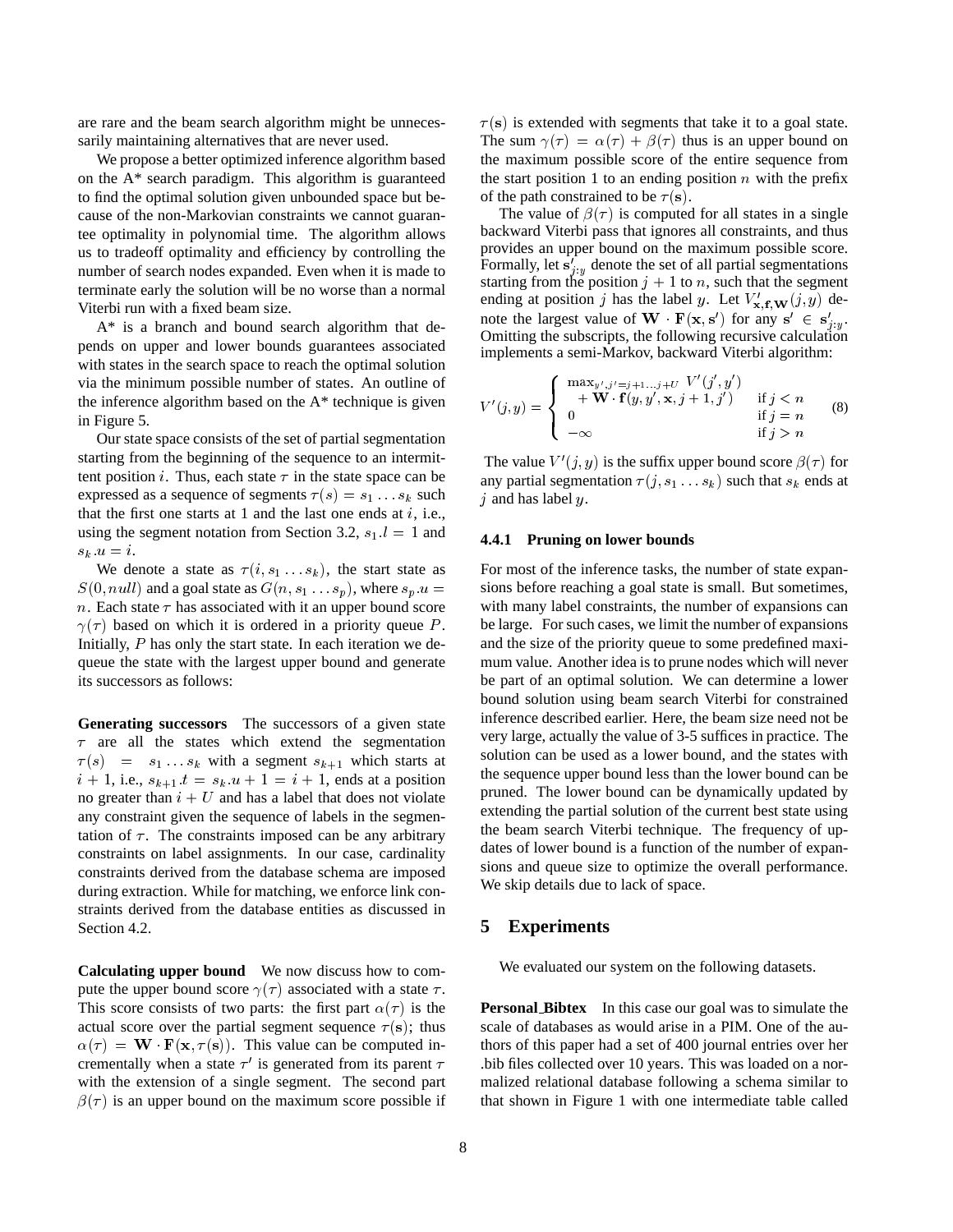are rare and the beam search algorithm might be unnecessarily maintaining alternatives that are never used.

We propose a better optimized inference algorithm based on the A* search paradigm. This algorithm is guaranteed to find the optimal solution given unbounded space but because of the non-Markovian constraints we cannot guarantee optimality in polynomial time. The algorithm allows us to tradeoff optimality and efficiency by controlling the number of search nodes expanded. Even when it is made to terminate early the solution will be no worse than a normal Viterbi run with a fixed beam size.

A* is a branch and bound search algorithm that depends on upper and lower bounds guarantees associated with states in the search space to reach the optimal solution via the minimum possible number of states. An outline of the inference algorithm based on the A* technique is given in Figure 5.

Our state space consists of the set of partial segmentation starting from the beginning of the sequence to an intermittent position $i$. Thus, each state $\tau$ in the state space can be expressed as a sequence of segments $\tau(s) = s_1 \ldots s_k$ such that the first one starts at 1 and the last one ends at $i$, i.e., using the segment notation from Section 3.2, $s_1.l = 1$ and $s_k.u = i$.

We denote a state as $\tau(i, s_1 \ldots s_k)$, the start state as $S(0, null)$ and a goal state as $G(n, s_1 \ldots s_p)$, where $s_p.u = n$. Each state $\tau$ has associated with it an upper bound score $\gamma(\tau)$ based on which it is ordered in a priority queue $P$. Initially, $P$ has only the start state. In each iteration we dequeue the state with the largest upper bound and generate its successors as follows:

**Generating successors** The successors of a given state $\tau$ are all the states which extend the segmentation $\tau(s) = s_1 \ldots s_k$ with a segment $s_{k+1}$ which starts at $i+1$, i.e., $s_{k+1}.t = s_k.u + 1 = i + 1$, ends at a position no greater than $i + U$ and has a label that does not violate any constraint given the sequence of labels in the segmentation of $\tau$. The constraints imposed can be any arbitrary constraints on label assignments. In our case, cardinality constraints derived from the database schema are imposed during extraction. While for matching, we enforce link constraints derived from the database entities as discussed in Section 4.2.

**Calculating upper bound** We now discuss how to compute the upper bound score $\gamma(\tau)$ associated with a state $\tau$. This score consists of two parts: the first part $\alpha(\tau)$ is the actual score over the partial segment sequence $\tau(\mathbf{s})$; thus $\alpha(\tau) = \mathbf{W} \cdot \mathbf{F}(\mathbf{x}, \tau(\mathbf{s}))$. This value can be computed incrementally when a state $\tau'$ is generated from its parent $\tau$ with the extension of a single segment. The second part $\beta(\tau)$ is an upper bound on the maximum score possible if $\tau(\mathbf{s})$ is extended with segments that take it to a goal state. The sum $\gamma(\tau) = \alpha(\tau) + \beta(\tau)$ thus is an upper bound on the maximum possible score of the entire sequence from the start position 1 to an ending position $n$ with the prefix of the path constrained to be $\tau(\mathbf{s})$.

The value of $\beta(\tau)$ is computed for all states in a single backward Viterbi pass that ignores all constraints, and thus provides an upper bound on the maximum possible score. Formally, let $\mathbf{s}'_{j:y}$ denote the set of all partial segmentations starting from the position $j+1$ to $n$, such that the segment ending at position $j$ has the label $y$. Let $V'_{\mathbf{x},\mathbf{f},\mathbf{W}}(j, y)$ denote the largest value of $\mathbf{W} \cdot \mathbf{F}(\mathbf{x}, \mathbf{s}')$ for any $\mathbf{s}' \in \mathbf{s}'_{j:y}$. Omitting the subscripts, the following recursive calculation implements a semi-Markov, backward Viterbi algorithm:

$$V'(j,y) = \begin{cases} \max_{y', j'=j+1 \ldots j+U} V'(j',y') \\ \quad + \mathbf{W} \cdot \mathbf{f}(y, y', \mathbf{x}, j+1, j') & \text{if } j < n \\ 0 & \text{if } j = n \\ -\infty & \text{if } j > n \end{cases} \quad (8)$$

The value $V'(j, y)$ is the suffix upper bound score $\beta(\tau)$ for any partial segmentation $\tau(j, s_1 \ldots s_k)$ such that $s_k$ ends at $j$ and has label $y$.

### 4.4.1 Pruning on lower bounds

For most of the inference tasks, the number of state expansions before reaching a goal state is small. But sometimes, with many label constraints, the number of expansions can be large. For such cases, we limit the number of expansions and the size of the priority queue to some predefined maximum value. Another idea is to prune nodes which will never be part of an optimal solution. We can determine a lower bound solution using beam search Viterbi for constrained inference described earlier. Here, the beam size need not be very large, actually the value of 3-5 suffices in practice. The solution can be used as a lower bound, and the states with the sequence upper bound less than the lower bound can be pruned. The lower bound can be dynamically updated by extending the partial solution of the current best state using the beam search Viterbi technique. The frequency of updates of lower bound is a function of the number of expansions and queue size to optimize the overall performance. We skip details due to lack of space.

## 5 Experiments

We evaluated our system on the following datasets.

**Personal_Bibtex** In this case our goal was to simulate the scale of databases as would arise in a PIM. One of the authors of this paper had a set of 400 journal entries over her .bib files collected over 10 years. This was loaded on a normalized relational database following a schema similar to that shown in Figure 1 with one intermediate table called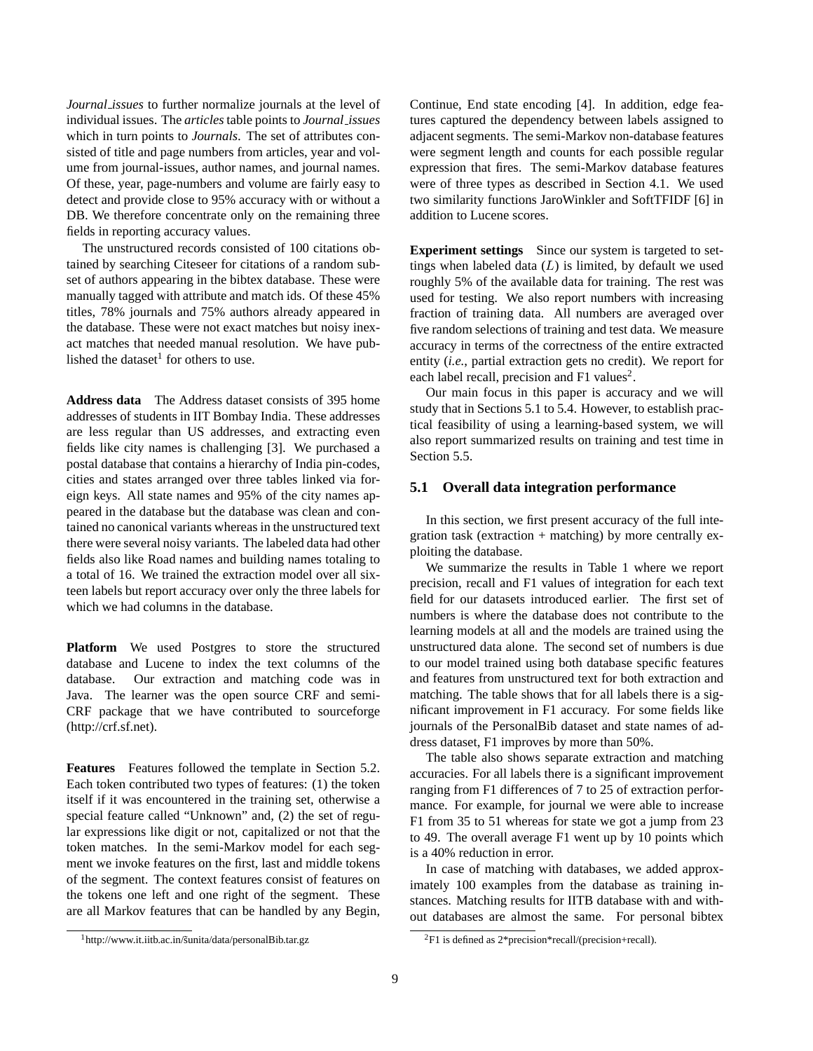*Journal_issues* to further normalize journals at the level of individual issues. The *articles* table points to *Journal_issues* which in turn points to *Journals*. The set of attributes consisted of title and page numbers from articles, year and volume from journal-issues, author names, and journal names. Of these, year, page-numbers and volume are fairly easy to detect and provide close to 95% accuracy with or without a DB. We therefore concentrate only on the remaining three fields in reporting accuracy values.

The unstructured records consisted of 100 citations obtained by searching Citeseer for citations of a random subset of authors appearing in the bibtex database. These were manually tagged with attribute and match ids. Of these 45% titles, 78% journals and 75% authors already appeared in the database. These were not exact matches but noisy inexact matches that needed manual resolution. We have published the dataset[1] for others to use.

**Address data** The Address dataset consists of 395 home addresses of students in IIT Bombay India. These addresses are less regular than US addresses, and extracting even fields like city names is challenging [3]. We purchased a postal database that contains a hierarchy of India pin-codes, cities and states arranged over three tables linked via foreign keys. All state names and 95% of the city names appeared in the database but the database was clean and contained no canonical variants whereas in the unstructured text there were several noisy variants. The labeled data had other fields also like Road names and building names totaling to a total of 16. We trained the extraction model over all sixteen labels but report accuracy over only the three labels for which we had columns in the database.

**Platform** We used Postgres to store the structured database and Lucene to index the text columns of the database. Our extraction and matching code was in Java. The learner was the open source CRF and semi-CRF package that we have contributed to sourceforge (http://crf.sf.net).

**Features** Features followed the template in Section 5.2. Each token contributed two types of features: (1) the token itself if it was encountered in the training set, otherwise a special feature called "Unknown" and, (2) the set of regular expressions like digit or not, capitalized or not that the token matches. In the semi-Markov model for each segment we invoke features on the first, last and middle tokens of the segment. The context features consist of features on the tokens one left and one right of the segment. These are all Markov features that can be handled by any Begin, Continue, End state encoding [4]. In addition, edge features captured the dependency between labels assigned to adjacent segments. The semi-Markov non-database features were segment length and counts for each possible regular expression that fires. The semi-Markov database features were of three types as described in Section 4.1. We used two similarity functions JaroWinkler and SoftTFIDF [6] in addition to Lucene scores.

**Experiment settings** Since our system is targeted to settings when labeled data ($L$) is limited, by default we used roughly 5% of the available data for training. The rest was used for testing. We also report numbers with increasing fraction of training data. All numbers are averaged over five random selections of training and test data. We measure accuracy in terms of the correctness of the entire extracted entity (*i.e.*, partial extraction gets no credit). We report for each label recall, precision and F1 values[2].

Our main focus in this paper is accuracy and we will study that in Sections 5.1 to 5.4. However, to establish practical feasibility of using a learning-based system, we will also report summarized results on training and test time in Section 5.5.

## 5.1 Overall data integration performance

In this section, we first present accuracy of the full integration task (extraction + matching) by more centrally exploiting the database.

We summarize the results in Table 1 where we report precision, recall and F1 values of integration for each text field for our datasets introduced earlier. The first set of numbers is where the database does not contribute to the learning models at all and the models are trained using the unstructured data alone. The second set of numbers is due to our model trained using both database specific features and features from unstructured text for both extraction and matching. The table shows that for all labels there is a significant improvement in F1 accuracy. For some fields like journals of the PersonalBib dataset and state names of address dataset, F1 improves by more than 50%.

The table also shows separate extraction and matching accuracies. For all labels there is a significant improvement ranging from F1 differences of 7 to 25 of extraction performance. For example, for journal we were able to increase F1 from 35 to 51 whereas for state we got a jump from 23 to 49. The overall average F1 went up by 10 points which is a 40% reduction in error.

In case of matching with databases, we added approximately 100 examples from the database as training instances. Matching results for IITB database with and without databases are almost the same. For personal bibtex

[1] http://www.it.iitb.ac.in/~sunita/data/personalBib.tar.gz

[2] F1 is defined as 2\*precision\*recall/(precision+recall).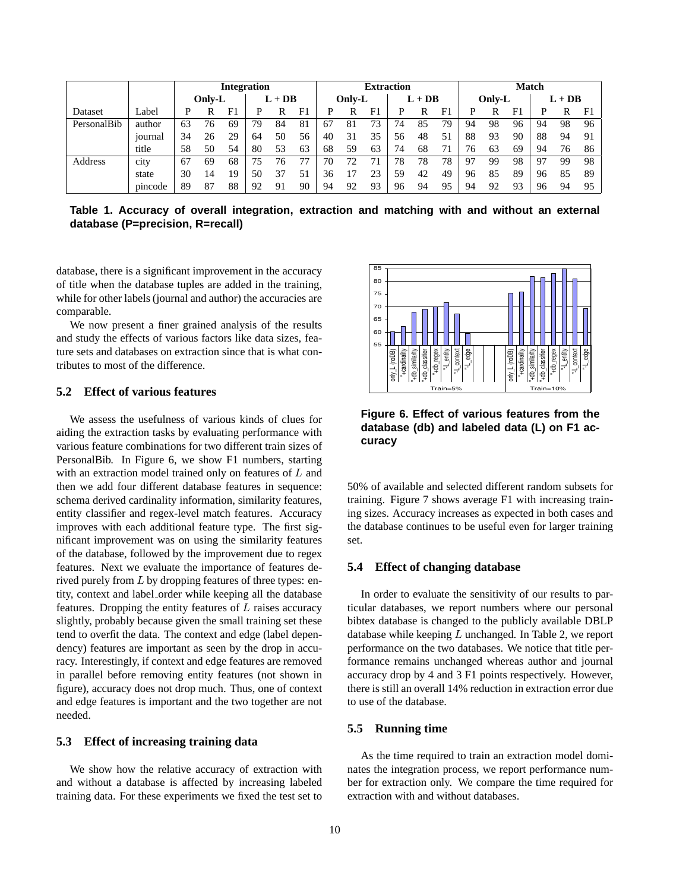| | | Integration | | | | | | Extraction | | | | | | Match | | | | | |
|---|---|---|---|---|---|---|---|---|---|---|---|---|---|---|---|---|---|---|---|
| | | Only-L | | | L + DB | | | Only-L | | | L + DB | | | Only-L | | | L + DB | | |
| Dataset | Label | P | R | F1 | P | R | F1 | P | R | F1 | P | R | F1 | P | R | F1 | P | R | F1 |
| PersonalBib | author | 63 | 76 | 69 | 79 | 84 | 81 | 67 | 81 | 73 | 74 | 85 | 79 | 94 | 98 | 96 | 94 | 98 | 96 |
| | journal | 34 | 26 | 29 | 64 | 50 | 56 | 40 | 31 | 35 | 56 | 48 | 51 | 88 | 93 | 90 | 88 | 94 | 91 |
| | title | 58 | 50 | 54 | 80 | 53 | 63 | 68 | 59 | 63 | 74 | 68 | 71 | 76 | 63 | 69 | 94 | 76 | 86 |
| Address | city | 67 | 69 | 68 | 75 | 76 | 77 | 70 | 72 | 71 | 78 | 78 | 78 | 97 | 99 | 98 | 97 | 99 | 98 |
| | state | 30 | 14 | 19 | 50 | 37 | 51 | 36 | 17 | 23 | 59 | 42 | 49 | 96 | 85 | 89 | 96 | 85 | 89 |
| | pincode | 89 | 87 | 88 | 92 | 91 | 90 | 94 | 92 | 93 | 96 | 94 | 95 | 94 | 92 | 93 | 96 | 94 | 95 |

**Table 1. Accuracy of overall integration, extraction and matching with and without an external database (P=precision, R=recall)**

database, there is a significant improvement in the accuracy of title when the database tuples are added in the training, while for other labels (journal and author) the accuracies are comparable.

We now present a finer grained analysis of the results and study the effects of various factors like data sizes, feature sets and databases on extraction since that is what contributes to most of the difference.

### 5.2 Effect of various features

We assess the usefulness of various kinds of clues for aiding the extraction tasks by evaluating performance with various feature combinations for two different train sizes of PersonalBib. In Figure 6, we show F1 numbers, starting with an extraction model trained only on features of $L$ and then we add four different database features in sequence: schema derived cardinality information, similarity features, entity classifier and regex-level match features. Accuracy improves with each additional feature type. The first significant improvement was on using the similarity features of the database, followed by the improvement due to regex features. Next we evaluate the importance of features derived purely from $L$ by dropping features of three types: entity, context and label_order while keeping all the database features. Dropping the entity features of $L$ raises accuracy slightly, probably because given the small training set these tend to overfit the data. The context and edge (label dependency) features are important as seen by the drop in accuracy. Interestingly, if context and edge features are removed in parallel before removing entity features (not shown in figure), accuracy does not drop much. Thus, one of context and edge features is important and the two together are not needed.

**Figure 6. Effect of various features from the database (db) and labeled data (L) on F1 accuracy**

### 5.3 Effect of increasing training data

We show how the relative accuracy of extraction with and without a database is affected by increasing labeled training data. For these experiments we fixed the test set to 50% of available and selected different random subsets for training. Figure 7 shows average F1 with increasing training sizes. Accuracy increases as expected in both cases and the database continues to be useful even for larger training set.

### 5.4 Effect of changing database

In order to evaluate the sensitivity of our results to particular databases, we report numbers where our personal bibtex database is changed to the publicly available DBLP database while keeping $L$ unchanged. In Table 2, we report performance on the two databases. We notice that title performance remains unchanged whereas author and journal accuracy drop by 4 and 3 F1 points respectively. However, there is still an overall 14% reduction in extraction error due to use of the database.

### 5.5 Running time

As the time required to train an extraction model dominates the integration process, we report performance number for extraction only. We compare the time required for extraction with and without databases.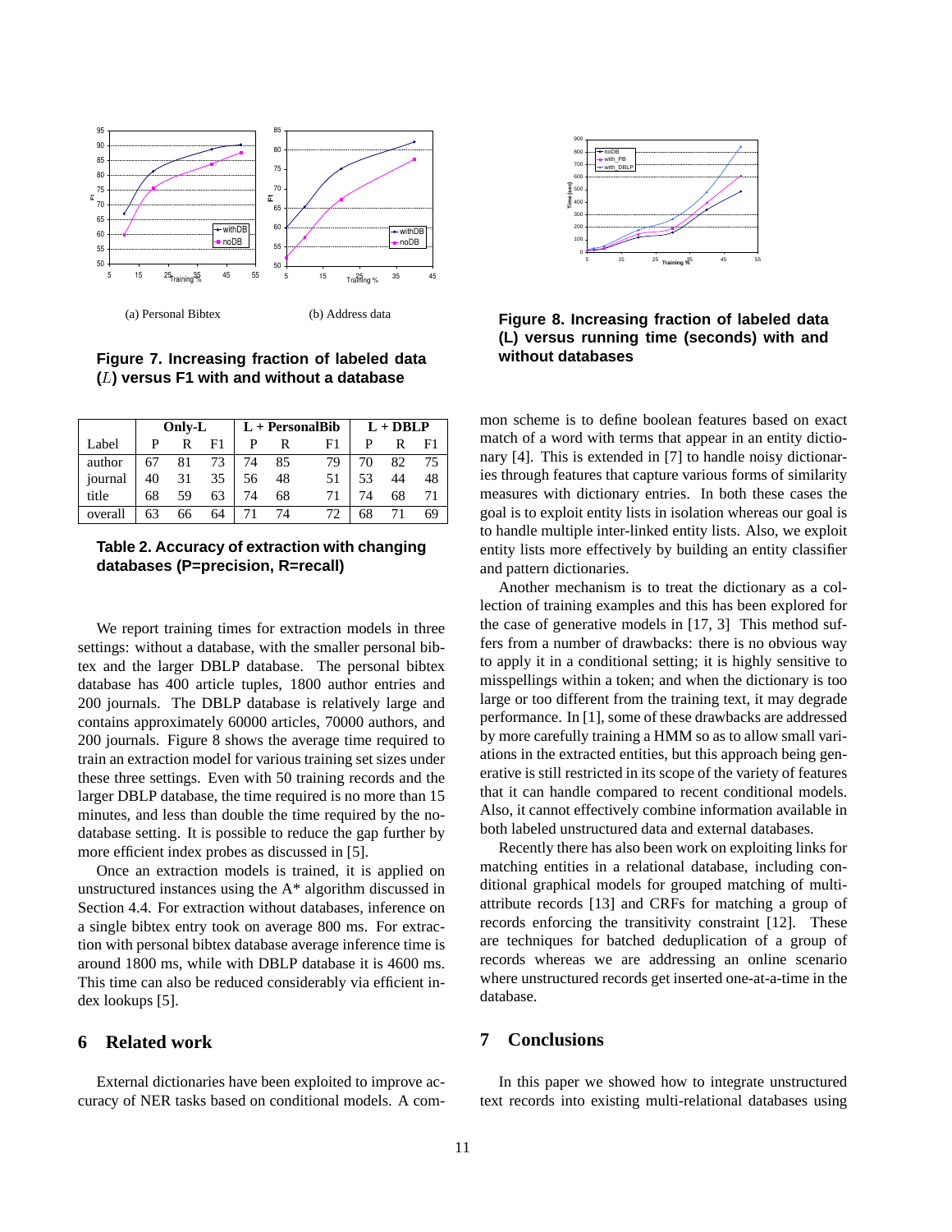(a) Personal Bibtex

(b) Address data

**Figure 7. Increasing fraction of labeled data ($L$) versus F1 with and without a database**

| | Only-L | | | L + PersonalBib | | | L + DBLP | | |
|---|---|---|---|---|---|---|---|---|---|
| Label | P | R | F1 | P | R | F1 | P | R | F1 |
| author | 67 | 81 | 73 | 74 | 85 | 79 | 70 | 82 | 75 |
| journal | 40 | 31 | 35 | 56 | 48 | 51 | 53 | 44 | 48 |
| title | 68 | 59 | 63 | 74 | 68 | 71 | 74 | 68 | 71 |
| overall | 63 | 66 | 64 | 71 | 74 | 72 | 68 | 71 | 69 |

**Table 2. Accuracy of extraction with changing databases (P=precision, R=recall)**

We report training times for extraction models in three settings: without a database, with the smaller personal bibtex and the larger DBLP database. The personal bibtex database has 400 article tuples, 1800 author entries and 200 journals. The DBLP database is relatively large and contains approximately 60000 articles, 70000 authors, and 200 journals. Figure 8 shows the average time required to train an extraction model for various training set sizes under these three settings. Even with 50 training records and the larger DBLP database, the time required is no more than 15 minutes, and less than double the time required by the no-database setting. It is possible to reduce the gap further by more efficient index probes as discussed in [5].

Once an extraction models is trained, it is applied on unstructured instances using the A* algorithm discussed in Section 4.4. For extraction without databases, inference on a single bibtex entry took on average 800 ms. For extraction with personal bibtex database average inference time is around 1800 ms, while with DBLP database it is 4600 ms. This time can also be reduced considerably via efficient index lookups [5].

## 6 Related work

External dictionaries have been exploited to improve accuracy of NER tasks based on conditional models. A common scheme is to define boolean features based on exact match of a word with terms that appear in an entity dictionary [4]. This is extended in [7] to handle noisy dictionaries through features that capture various forms of similarity measures with dictionary entries. In both these cases the goal is to exploit entity lists in isolation whereas our goal is to handle multiple inter-linked entity lists. Also, we exploit entity lists more effectively by building an entity classifier and pattern dictionaries.

**Figure 8. Increasing fraction of labeled data (L) versus running time (seconds) with and without databases**

Another mechanism is to treat the dictionary as a collection of training examples and this has been explored for the case of generative models in [17, 3] This method suffers from a number of drawbacks: there is no obvious way to apply it in a conditional setting; it is highly sensitive to misspellings within a token; and when the dictionary is too large or too different from the training text, it may degrade performance. In [1], some of these drawbacks are addressed by more carefully training a HMM so as to allow small variations in the extracted entities, but this approach being generative is still restricted in its scope of the variety of features that it can handle compared to recent conditional models. Also, it cannot effectively combine information available in both labeled unstructured data and external databases.

Recently there has also been work on exploiting links for matching entities in a relational database, including conditional graphical models for grouped matching of multi-attribute records [13] and CRFs for matching a group of records enforcing the transitivity constraint [12]. These are techniques for batched deduplication of a group of records whereas we are addressing an online scenario where unstructured records get inserted one-at-a-time in the database.

## 7 Conclusions

In this paper we showed how to integrate unstructured text records into existing multi-relational databases using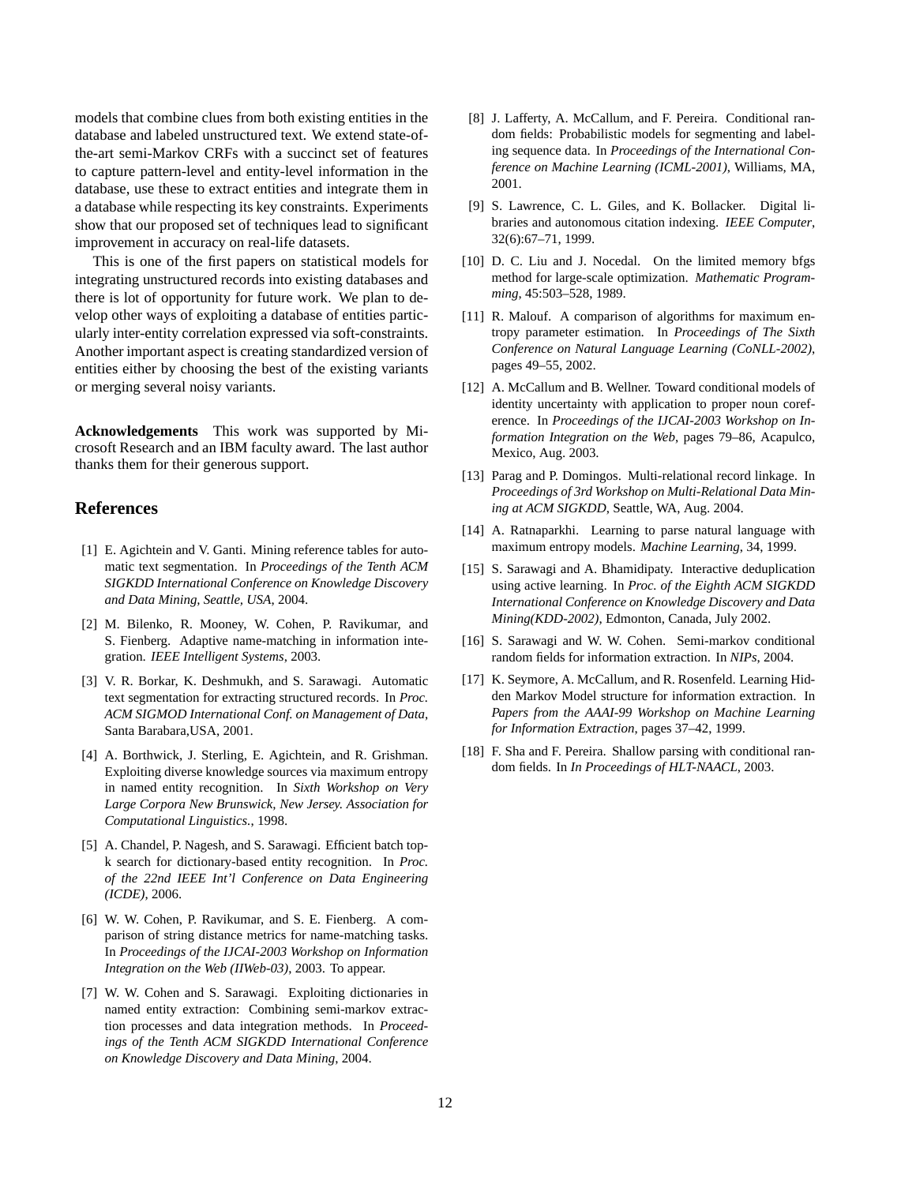models that combine clues from both existing entities in the database and labeled unstructured text. We extend state-of-the-art semi-Markov CRFs with a succinct set of features to capture pattern-level and entity-level information in the database, use these to extract entities and integrate them in a database while respecting its key constraints. Experiments show that our proposed set of techniques lead to significant improvement in accuracy on real-life datasets.

This is one of the first papers on statistical models for integrating unstructured records into existing databases and there is lot of opportunity for future work. We plan to develop other ways of exploiting a database of entities particularly inter-entity correlation expressed via soft-constraints. Another important aspect is creating standardized version of entities either by choosing the best of the existing variants or merging several noisy variants.

**Acknowledgements** This work was supported by Microsoft Research and an IBM faculty award. The last author thanks them for their generous support.

## References

[1] E. Agichtein and V. Ganti. Mining reference tables for automatic text segmentation. In *Proceedings of the Tenth ACM SIGKDD International Conference on Knowledge Discovery and Data Mining, Seattle, USA*, 2004.

[2] M. Bilenko, R. Mooney, W. Cohen, P. Ravikumar, and S. Fienberg. Adaptive name-matching in information integration. *IEEE Intelligent Systems*, 2003.

[3] V. R. Borkar, K. Deshmukh, and S. Sarawagi. Automatic text segmentation for extracting structured records. In *Proc. ACM SIGMOD International Conf. on Management of Data*, Santa Barabara,USA, 2001.

[4] A. Borthwick, J. Sterling, E. Agichtein, and R. Grishman. Exploiting diverse knowledge sources via maximum entropy in named entity recognition. In *Sixth Workshop on Very Large Corpora New Brunswick, New Jersey. Association for Computational Linguistics.*, 1998.

[5] A. Chandel, P. Nagesh, and S. Sarawagi. Efficient batch top-k search for dictionary-based entity recognition. In *Proc. of the 22nd IEEE Int'l Conference on Data Engineering (ICDE)*, 2006.

[6] W. W. Cohen, P. Ravikumar, and S. E. Fienberg. A comparison of string distance metrics for name-matching tasks. In *Proceedings of the IJCAI-2003 Workshop on Information Integration on the Web (IIWeb-03)*, 2003. To appear.

[7] W. W. Cohen and S. Sarawagi. Exploiting dictionaries in named entity extraction: Combining semi-markov extraction processes and data integration methods. In *Proceedings of the Tenth ACM SIGKDD International Conference on Knowledge Discovery and Data Mining*, 2004.

[8] J. Lafferty, A. McCallum, and F. Pereira. Conditional random fields: Probabilistic models for segmenting and labeling sequence data. In *Proceedings of the International Conference on Machine Learning (ICML-2001)*, Williams, MA, 2001.

[9] S. Lawrence, C. L. Giles, and K. Bollacker. Digital libraries and autonomous citation indexing. *IEEE Computer*, 32(6):67–71, 1999.

[10] D. C. Liu and J. Nocedal. On the limited memory bfgs method for large-scale optimization. *Mathematic Programming*, 45:503–528, 1989.

[11] R. Malouf. A comparison of algorithms for maximum entropy parameter estimation. In *Proceedings of The Sixth Conference on Natural Language Learning (CoNLL-2002)*, pages 49–55, 2002.

[12] A. McCallum and B. Wellner. Toward conditional models of identity uncertainty with application to proper noun coreference. In *Proceedings of the IJCAI-2003 Workshop on Information Integration on the Web*, pages 79–86, Acapulco, Mexico, Aug. 2003.

[13] Parag and P. Domingos. Multi-relational record linkage. In *Proceedings of 3rd Workshop on Multi-Relational Data Mining at ACM SIGKDD*, Seattle, WA, Aug. 2004.

[14] A. Ratnaparkhi. Learning to parse natural language with maximum entropy models. *Machine Learning*, 34, 1999.

[15] S. Sarawagi and A. Bhamidipaty. Interactive deduplication using active learning. In *Proc. of the Eighth ACM SIGKDD International Conference on Knowledge Discovery and Data Mining(KDD-2002)*, Edmonton, Canada, July 2002.

[16] S. Sarawagi and W. W. Cohen. Semi-markov conditional random fields for information extraction. In *NIPs*, 2004.

[17] K. Seymore, A. McCallum, and R. Rosenfeld. Learning Hidden Markov Model structure for information extraction. In *Papers from the AAAI-99 Workshop on Machine Learning for Information Extraction*, pages 37–42, 1999.

[18] F. Sha and F. Pereira. Shallow parsing with conditional random fields. In *In Proceedings of HLT-NAACL*, 2003.